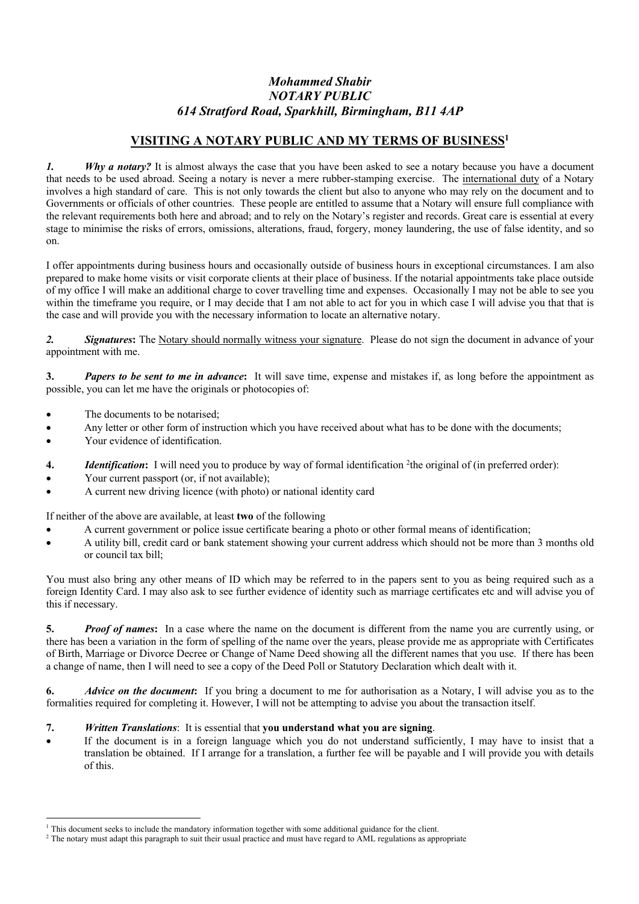***Mohammed Shabir***
***NOTARY PUBLIC***
***614 Stratford Road, Sparkhill, Birmingham, B11 4AP***

## VISITING A NOTARY PUBLIC AND MY TERMS OF BUSINESS[1]

***1. Why a notary?*** It is almost always the case that you have been asked to see a notary because you have a document that needs to be used abroad. Seeing a notary is never a mere rubber-stamping exercise. The international duty of a Notary involves a high standard of care. This is not only towards the client but also to anyone who may rely on the document and to Governments or officials of other countries. These people are entitled to assume that a Notary will ensure full compliance with the relevant requirements both here and abroad; and to rely on the Notary's register and records. Great care is essential at every stage to minimise the risks of errors, omissions, alterations, fraud, forgery, money laundering, the use of false identity, and so on.

I offer appointments during business hours and occasionally outside of business hours in exceptional circumstances. I am also prepared to make home visits or visit corporate clients at their place of business. If the notarial appointments take place outside of my office I will make an additional charge to cover travelling time and expenses. Occasionally I may not be able to see you within the timeframe you require, or I may decide that I am not able to act for you in which case I will advise you that that is the case and will provide you with the necessary information to locate an alternative notary.

***2. Signatures*:** The Notary should normally witness your signature. Please do not sign the document in advance of your appointment with me.

**3. *Papers to be sent to me in advance*:** It will save time, expense and mistakes if, as long before the appointment as possible, you can let me have the originals or photocopies of:

- The documents to be notarised;
- Any letter or other form of instruction which you have received about what has to be done with the documents;
- Your evidence of identification.

**4. *Identification*:** I will need you to produce by way of formal identification [2]the original of (in preferred order):

- Your current passport (or, if not available);
- A current new driving licence (with photo) or national identity card

If neither of the above are available, at least **two** of the following

- A current government or police issue certificate bearing a photo or other formal means of identification;
- A utility bill, credit card or bank statement showing your current address which should not be more than 3 months old or council tax bill;

You must also bring any other means of ID which may be referred to in the papers sent to you as being required such as a foreign Identity Card. I may also ask to see further evidence of identity such as marriage certificates etc and will advise you of this if necessary.

**5. *Proof of names*:** In a case where the name on the document is different from the name you are currently using, or there has been a variation in the form of spelling of the name over the years, please provide me as appropriate with Certificates of Birth, Marriage or Divorce Decree or Change of Name Deed showing all the different names that you use. If there has been a change of name, then I will need to see a copy of the Deed Poll or Statutory Declaration which dealt with it.

**6. *Advice on the document*:** If you bring a document to me for authorisation as a Notary, I will advise you as to the formalities required for completing it. However, I will not be attempting to advise you about the transaction itself.

**7. *Written Translations*:** It is essential that **you understand what you are signing**.

- If the document is in a foreign language which you do not understand sufficiently, I may have to insist that a translation be obtained. If I arrange for a translation, a further fee will be payable and I will provide you with details of this.

---

[1] This document seeks to include the mandatory information together with some additional guidance for the client.

[2] The notary must adapt this paragraph to suit their usual practice and must have regard to AML regulations as appropriate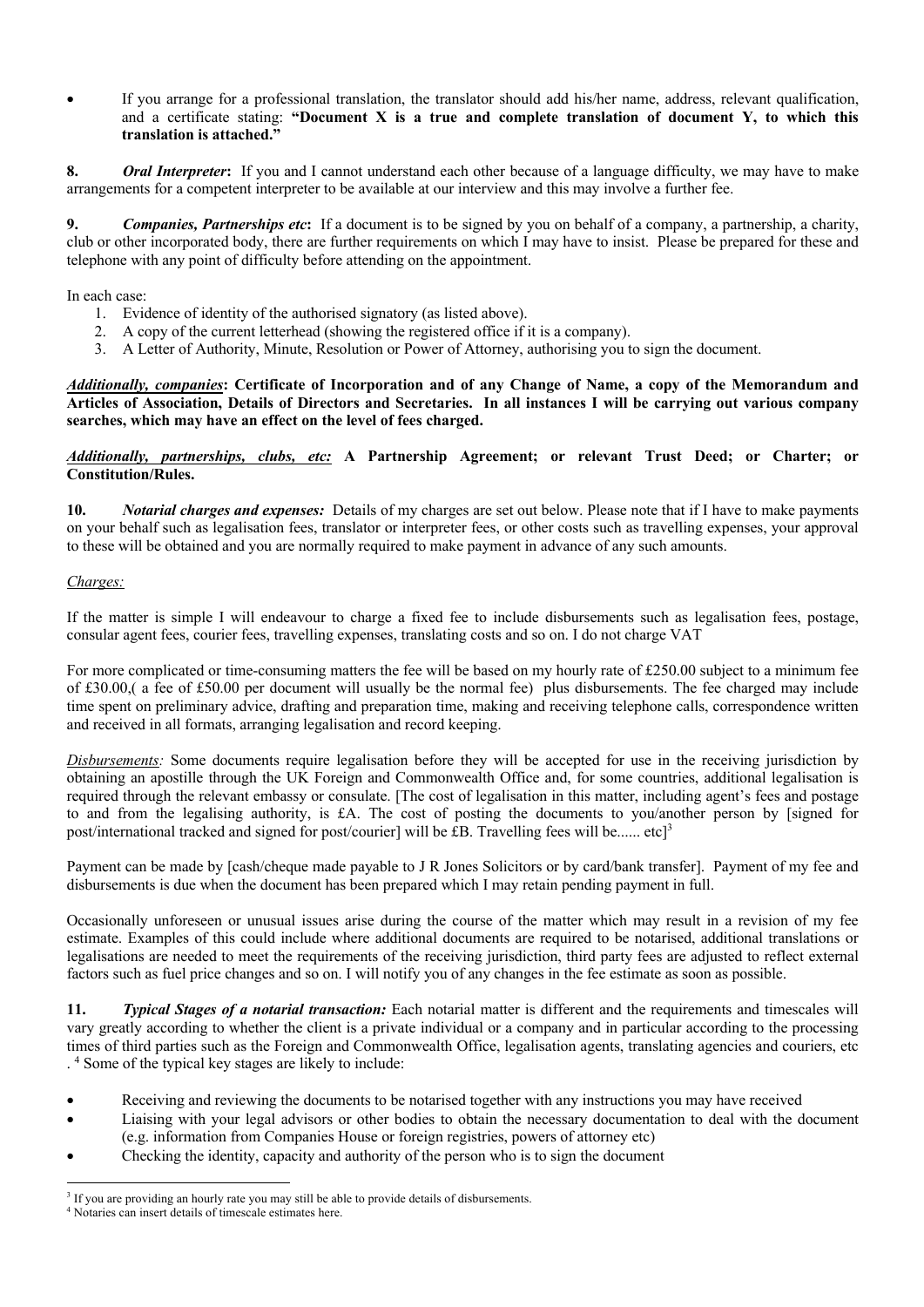- If you arrange for a professional translation, the translator should add his/her name, address, relevant qualification, and a certificate stating: **"Document X is a true and complete translation of document Y, to which this translation is attached."**

**8.** ***Oral Interpreter*:** If you and I cannot understand each other because of a language difficulty, we may have to make arrangements for a competent interpreter to be available at our interview and this may involve a further fee.

**9.** ***Companies, Partnerships etc*:** If a document is to be signed by you on behalf of a company, a partnership, a charity, club or other incorporated body, there are further requirements on which I may have to insist. Please be prepared for these and telephone with any point of difficulty before attending on the appointment.

In each case:

1. Evidence of identity of the authorised signatory (as listed above).
2. A copy of the current letterhead (showing the registered office if it is a company).
3. A Letter of Authority, Minute, Resolution or Power of Attorney, authorising you to sign the document.

***Additionally, companies*: Certificate of Incorporation and of any Change of Name, a copy of the Memorandum and Articles of Association, Details of Directors and Secretaries. In all instances I will be carrying out various company searches, which may have an effect on the level of fees charged.**

***Additionally, partnerships, clubs, etc:* A Partnership Agreement; or relevant Trust Deed; or Charter; or Constitution/Rules.**

**10.** ***Notarial charges and expenses:*** Details of my charges are set out below. Please note that if I have to make payments on your behalf such as legalisation fees, translator or interpreter fees, or other costs such as travelling expenses, your approval to these will be obtained and you are normally required to make payment in advance of any such amounts.

*Charges:*

If the matter is simple I will endeavour to charge a fixed fee to include disbursements such as legalisation fees, postage, consular agent fees, courier fees, travelling expenses, translating costs and so on. I do not charge VAT

For more complicated or time-consuming matters the fee will be based on my hourly rate of £250.00 subject to a minimum fee of £30.00,( a fee of £50.00 per document will usually be the normal fee) plus disbursements. The fee charged may include time spent on preliminary advice, drafting and preparation time, making and receiving telephone calls, correspondence written and received in all formats, arranging legalisation and record keeping.

*Disbursements:* Some documents require legalisation before they will be accepted for use in the receiving jurisdiction by obtaining an apostille through the UK Foreign and Commonwealth Office and, for some countries, additional legalisation is required through the relevant embassy or consulate. [The cost of legalisation in this matter, including agent's fees and postage to and from the legalising authority, is £A. The cost of posting the documents to you/another person by [signed for post/international tracked and signed for post/courier] will be £B. Travelling fees will be...... etc][3]

Payment can be made by [cash/cheque made payable to J R Jones Solicitors or by card/bank transfer]. Payment of my fee and disbursements is due when the document has been prepared which I may retain pending payment in full.

Occasionally unforeseen or unusual issues arise during the course of the matter which may result in a revision of my fee estimate. Examples of this could include where additional documents are required to be notarised, additional translations or legalisations are needed to meet the requirements of the receiving jurisdiction, third party fees are adjusted to reflect external factors such as fuel price changes and so on. I will notify you of any changes in the fee estimate as soon as possible.

**11.** ***Typical Stages of a notarial transaction:*** Each notarial matter is different and the requirements and timescales will vary greatly according to whether the client is a private individual or a company and in particular according to the processing times of third parties such as the Foreign and Commonwealth Office, legalisation agents, translating agencies and couriers, etc . [4] Some of the typical key stages are likely to include:

- Receiving and reviewing the documents to be notarised together with any instructions you may have received
- Liaising with your legal advisors or other bodies to obtain the necessary documentation to deal with the document (e.g. information from Companies House or foreign registries, powers of attorney etc)
- Checking the identity, capacity and authority of the person who is to sign the document

---

[3] If you are providing an hourly rate you may still be able to provide details of disbursements.

[4] Notaries can insert details of timescale estimates here.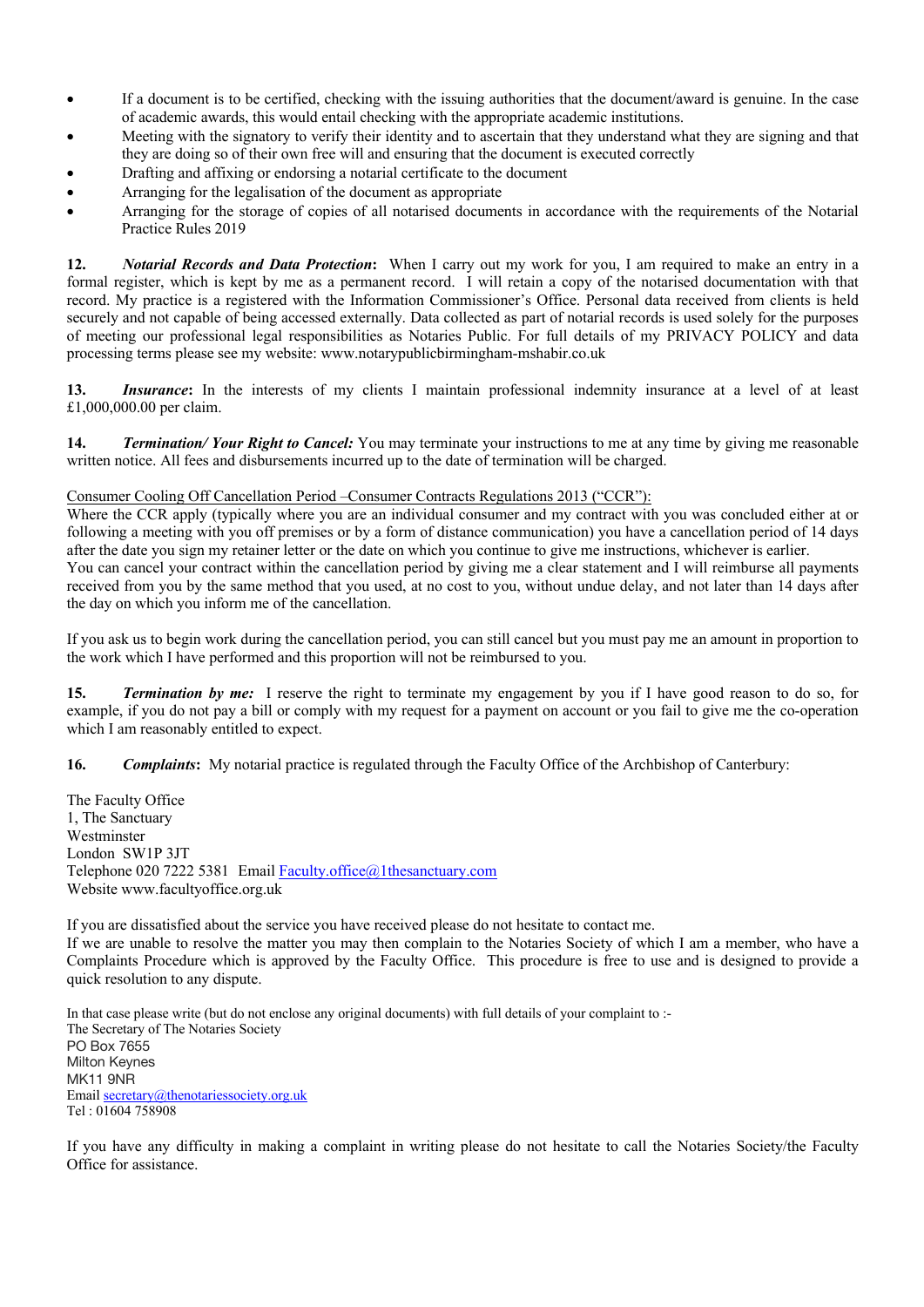- If a document is to be certified, checking with the issuing authorities that the document/award is genuine. In the case of academic awards, this would entail checking with the appropriate academic institutions.
- Meeting with the signatory to verify their identity and to ascertain that they understand what they are signing and that they are doing so of their own free will and ensuring that the document is executed correctly
- Drafting and affixing or endorsing a notarial certificate to the document
- Arranging for the legalisation of the document as appropriate
- Arranging for the storage of copies of all notarised documents in accordance with the requirements of the Notarial Practice Rules 2019

**12.** ***Notarial Records and Data Protection*:** When I carry out my work for you, I am required to make an entry in a formal register, which is kept by me as a permanent record. I will retain a copy of the notarised documentation with that record. My practice is a registered with the Information Commissioner's Office. Personal data received from clients is held securely and not capable of being accessed externally. Data collected as part of notarial records is used solely for the purposes of meeting our professional legal responsibilities as Notaries Public. For full details of my PRIVACY POLICY and data processing terms please see my website: www.notarypublicbirmingham-mshabir.co.uk

**13.** ***Insurance*:** In the interests of my clients I maintain professional indemnity insurance at a level of at least £1,000,000.00 per claim.

**14.** ***Termination/ Your Right to Cancel:*** You may terminate your instructions to me at any time by giving me reasonable written notice. All fees and disbursements incurred up to the date of termination will be charged.

<u>Consumer Cooling Off Cancellation Period –Consumer Contracts Regulations 2013 ("CCR"):</u>
Where the CCR apply (typically where you are an individual consumer and my contract with you was concluded either at or following a meeting with you off premises or by a form of distance communication) you have a cancellation period of 14 days after the date you sign my retainer letter or the date on which you continue to give me instructions, whichever is earlier.
You can cancel your contract within the cancellation period by giving me a clear statement and I will reimburse all payments received from you by the same method that you used, at no cost to you, without undue delay, and not later than 14 days after the day on which you inform me of the cancellation.

If you ask us to begin work during the cancellation period, you can still cancel but you must pay me an amount in proportion to the work which I have performed and this proportion will not be reimbursed to you.

**15.** ***Termination by me:*** I reserve the right to terminate my engagement by you if I have good reason to do so, for example, if you do not pay a bill or comply with my request for a payment on account or you fail to give me the co-operation which I am reasonably entitled to expect.

**16.** ***Complaints*:** My notarial practice is regulated through the Faculty Office of the Archbishop of Canterbury:

The Faculty Office
1, The Sanctuary
Westminster
London SW1P 3JT
Telephone 020 7222 5381 Email Faculty.office@1thesanctuary.com
Website www.facultyoffice.org.uk

If you are dissatisfied about the service you have received please do not hesitate to contact me.
If we are unable to resolve the matter you may then complain to the Notaries Society of which I am a member, who have a Complaints Procedure which is approved by the Faculty Office. This procedure is free to use and is designed to provide a quick resolution to any dispute.

In that case please write (but do not enclose any original documents) with full details of your complaint to :-
The Secretary of The Notaries Society
PO Box 7655
Milton Keynes
MK11 9NR
Email secretary@thenotariessociety.org.uk
Tel : 01604 758908

If you have any difficulty in making a complaint in writing please do not hesitate to call the Notaries Society/the Faculty Office for assistance.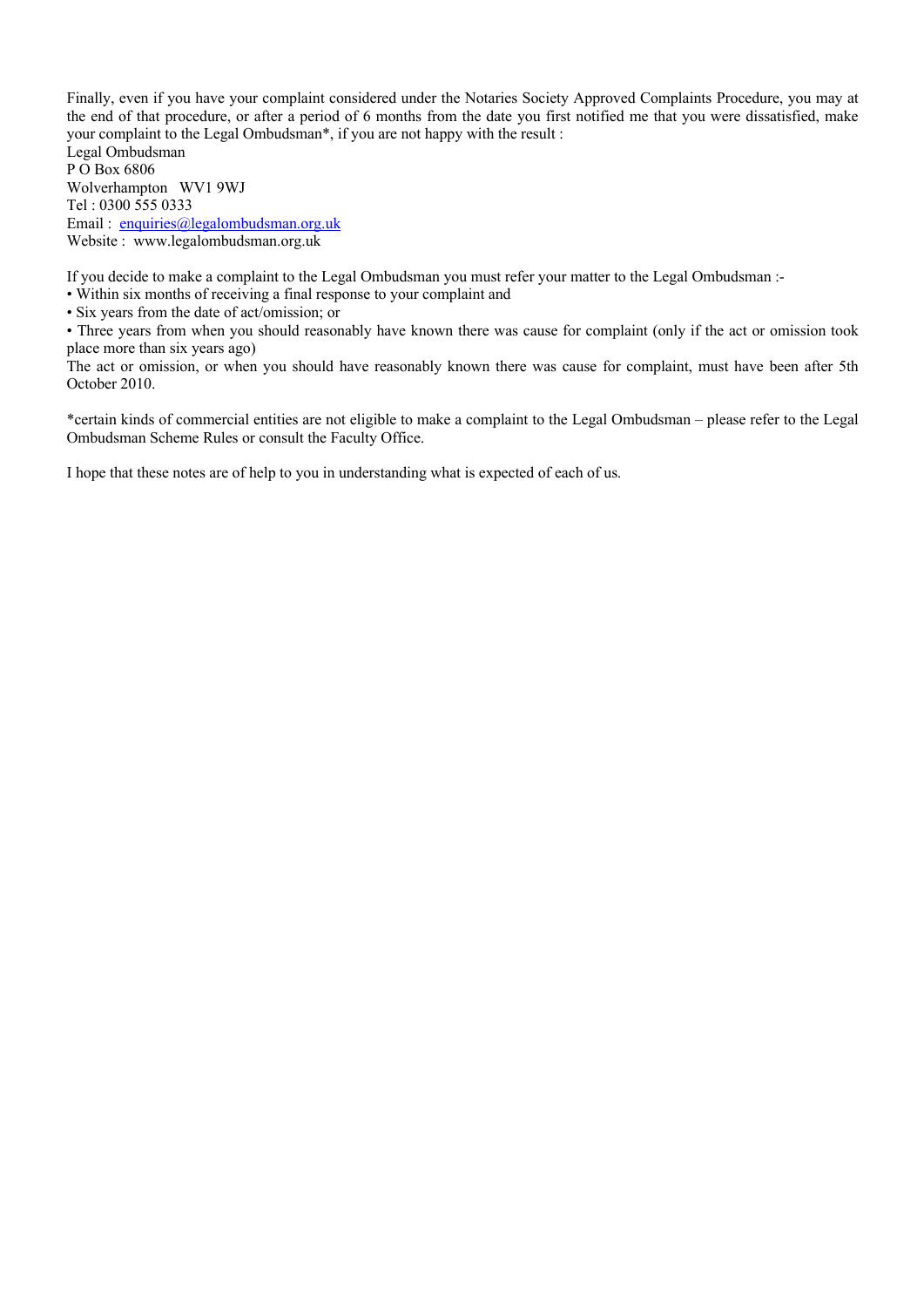Finally, even if you have your complaint considered under the Notaries Society Approved Complaints Procedure, you may at the end of that procedure, or after a period of 6 months from the date you first notified me that you were dissatisfied, make your complaint to the Legal Ombudsman*, if you are not happy with the result :

Legal Ombudsman
P O Box 6806
Wolverhampton WV1 9WJ
Tel : 0300 555 0333
Email : enquiries@legalombudsman.org.uk
Website : www.legalombudsman.org.uk

If you decide to make a complaint to the Legal Ombudsman you must refer your matter to the Legal Ombudsman :-

- Within six months of receiving a final response to your complaint and
- Six years from the date of act/omission; or
- Three years from when you should reasonably have known there was cause for complaint (only if the act or omission took place more than six years ago)

The act or omission, or when you should have reasonably known there was cause for complaint, must have been after 5th October 2010.

*certain kinds of commercial entities are not eligible to make a complaint to the Legal Ombudsman – please refer to the Legal Ombudsman Scheme Rules or consult the Faculty Office.

I hope that these notes are of help to you in understanding what is expected of each of us.